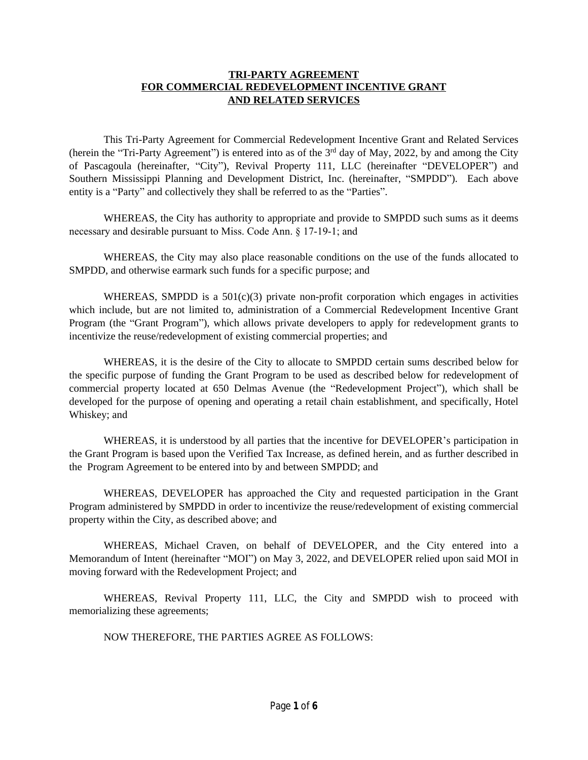# TRI-PARTY AGREEMENT
# FOR COMMERCIAL REDEVELOPMENT INCENTIVE GRANT
# AND RELATED SERVICES

This Tri-Party Agreement for Commercial Redevelopment Incentive Grant and Related Services (herein the "Tri-Party Agreement") is entered into as of the 3rd day of May, 2022, by and among the City of Pascagoula (hereinafter, "City"), Revival Property 111, LLC (hereinafter "DEVELOPER") and Southern Mississippi Planning and Development District, Inc. (hereinafter, "SMPDD"). Each above entity is a "Party" and collectively they shall be referred to as the "Parties".

WHEREAS, the City has authority to appropriate and provide to SMPDD such sums as it deems necessary and desirable pursuant to Miss. Code Ann. § 17-19-1; and

WHEREAS, the City may also place reasonable conditions on the use of the funds allocated to SMPDD, and otherwise earmark such funds for a specific purpose; and

WHEREAS, SMPDD is a 501(c)(3) private non-profit corporation which engages in activities which include, but are not limited to, administration of a Commercial Redevelopment Incentive Grant Program (the "Grant Program"), which allows private developers to apply for redevelopment grants to incentivize the reuse/redevelopment of existing commercial properties; and

WHEREAS, it is the desire of the City to allocate to SMPDD certain sums described below for the specific purpose of funding the Grant Program to be used as described below for redevelopment of commercial property located at 650 Delmas Avenue (the "Redevelopment Project"), which shall be developed for the purpose of opening and operating a retail chain establishment, and specifically, Hotel Whiskey; and

WHEREAS, it is understood by all parties that the incentive for DEVELOPER's participation in the Grant Program is based upon the Verified Tax Increase, as defined herein, and as further described in the Program Agreement to be entered into by and between SMPDD; and

WHEREAS, DEVELOPER has approached the City and requested participation in the Grant Program administered by SMPDD in order to incentivize the reuse/redevelopment of existing commercial property within the City, as described above; and

WHEREAS, Michael Craven, on behalf of DEVELOPER, and the City entered into a Memorandum of Intent (hereinafter "MOI") on May 3, 2022, and DEVELOPER relied upon said MOI in moving forward with the Redevelopment Project; and

WHEREAS, Revival Property 111, LLC, the City and SMPDD wish to proceed with memorializing these agreements;

NOW THEREFORE, THE PARTIES AGREE AS FOLLOWS: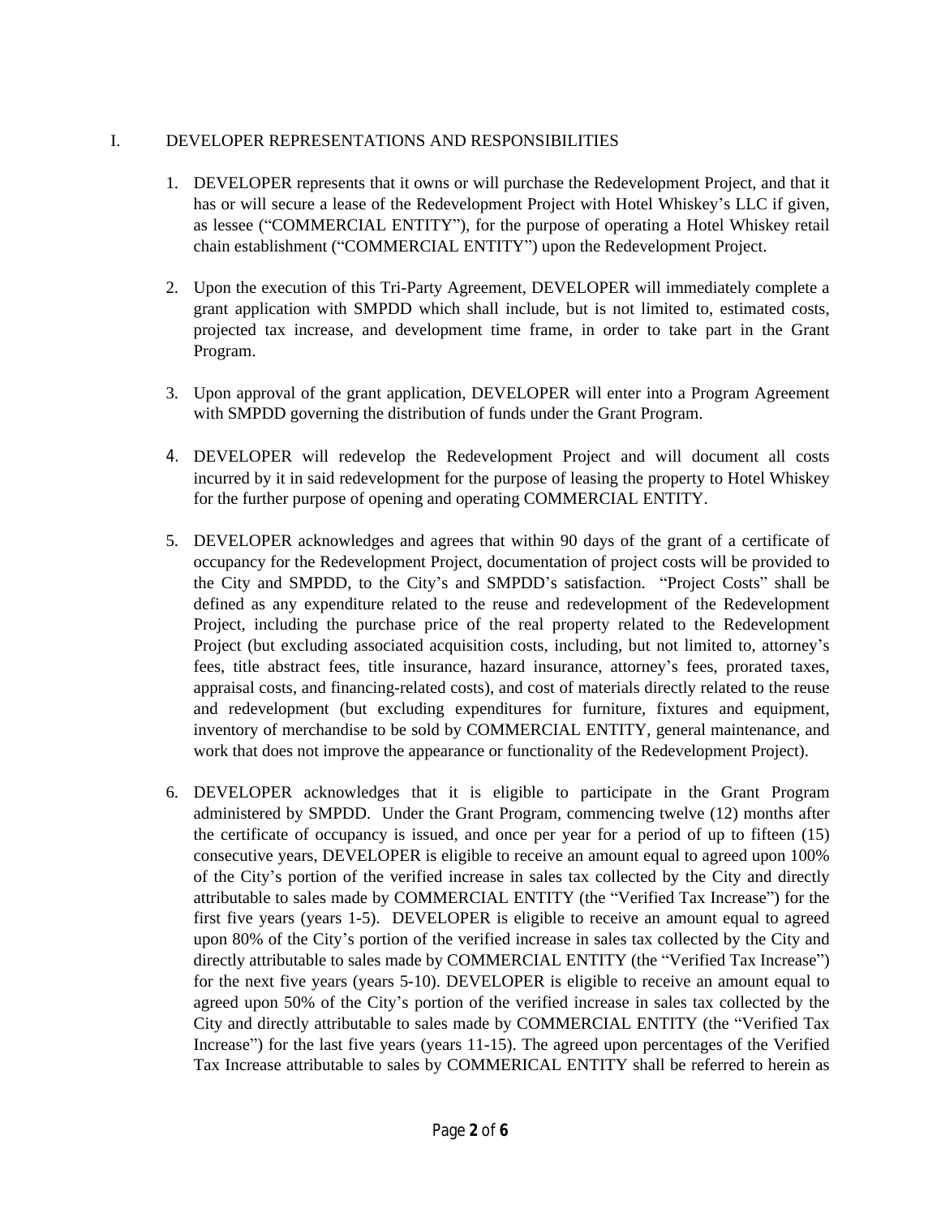I. DEVELOPER REPRESENTATIONS AND RESPONSIBILITIES

1. DEVELOPER represents that it owns or will purchase the Redevelopment Project, and that it has or will secure a lease of the Redevelopment Project with Hotel Whiskey's LLC if given, as lessee ("COMMERCIAL ENTITY"), for the purpose of operating a Hotel Whiskey retail chain establishment ("COMMERCIAL ENTITY") upon the Redevelopment Project.

2. Upon the execution of this Tri-Party Agreement, DEVELOPER will immediately complete a grant application with SMPDD which shall include, but is not limited to, estimated costs, projected tax increase, and development time frame, in order to take part in the Grant Program.

3. Upon approval of the grant application, DEVELOPER will enter into a Program Agreement with SMPDD governing the distribution of funds under the Grant Program.

4. DEVELOPER will redevelop the Redevelopment Project and will document all costs incurred by it in said redevelopment for the purpose of leasing the property to Hotel Whiskey for the further purpose of opening and operating COMMERCIAL ENTITY.

5. DEVELOPER acknowledges and agrees that within 90 days of the grant of a certificate of occupancy for the Redevelopment Project, documentation of project costs will be provided to the City and SMPDD, to the City's and SMPDD's satisfaction. "Project Costs" shall be defined as any expenditure related to the reuse and redevelopment of the Redevelopment Project, including the purchase price of the real property related to the Redevelopment Project (but excluding associated acquisition costs, including, but not limited to, attorney's fees, title abstract fees, title insurance, hazard insurance, attorney's fees, prorated taxes, appraisal costs, and financing-related costs), and cost of materials directly related to the reuse and redevelopment (but excluding expenditures for furniture, fixtures and equipment, inventory of merchandise to be sold by COMMERCIAL ENTITY, general maintenance, and work that does not improve the appearance or functionality of the Redevelopment Project).

6. DEVELOPER acknowledges that it is eligible to participate in the Grant Program administered by SMPDD. Under the Grant Program, commencing twelve (12) months after the certificate of occupancy is issued, and once per year for a period of up to fifteen (15) consecutive years, DEVELOPER is eligible to receive an amount equal to agreed upon 100% of the City's portion of the verified increase in sales tax collected by the City and directly attributable to sales made by COMMERCIAL ENTITY (the "Verified Tax Increase") for the first five years (years 1-5). DEVELOPER is eligible to receive an amount equal to agreed upon 80% of the City's portion of the verified increase in sales tax collected by the City and directly attributable to sales made by COMMERCIAL ENTITY (the "Verified Tax Increase") for the next five years (years 5-10). DEVELOPER is eligible to receive an amount equal to agreed upon 50% of the City's portion of the verified increase in sales tax collected by the City and directly attributable to sales made by COMMERCIAL ENTITY (the "Verified Tax Increase") for the last five years (years 11-15). The agreed upon percentages of the Verified Tax Increase attributable to sales by COMMERICAL ENTITY shall be referred to herein as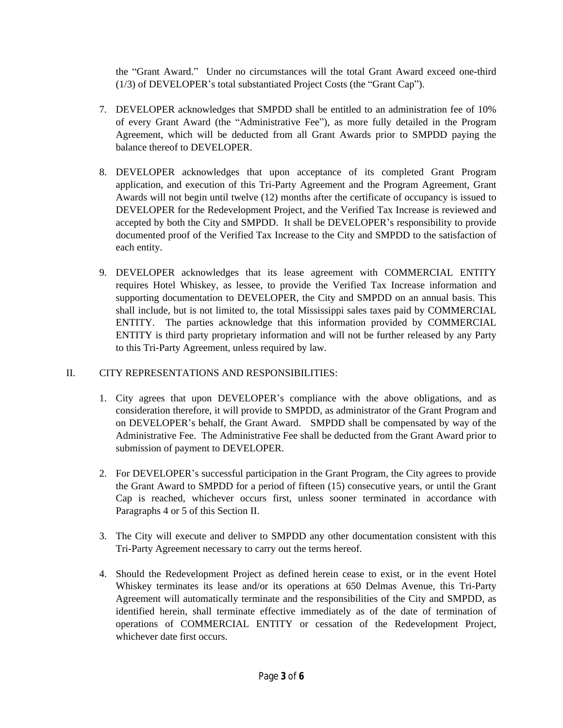the "Grant Award." Under no circumstances will the total Grant Award exceed one-third (1/3) of DEVELOPER's total substantiated Project Costs (the "Grant Cap").

7. DEVELOPER acknowledges that SMPDD shall be entitled to an administration fee of 10% of every Grant Award (the "Administrative Fee"), as more fully detailed in the Program Agreement, which will be deducted from all Grant Awards prior to SMPDD paying the balance thereof to DEVELOPER.

8. DEVELOPER acknowledges that upon acceptance of its completed Grant Program application, and execution of this Tri-Party Agreement and the Program Agreement, Grant Awards will not begin until twelve (12) months after the certificate of occupancy is issued to DEVELOPER for the Redevelopment Project, and the Verified Tax Increase is reviewed and accepted by both the City and SMPDD. It shall be DEVELOPER's responsibility to provide documented proof of the Verified Tax Increase to the City and SMPDD to the satisfaction of each entity.

9. DEVELOPER acknowledges that its lease agreement with COMMERCIAL ENTITY requires Hotel Whiskey, as lessee, to provide the Verified Tax Increase information and supporting documentation to DEVELOPER, the City and SMPDD on an annual basis. This shall include, but is not limited to, the total Mississippi sales taxes paid by COMMERCIAL ENTITY. The parties acknowledge that this information provided by COMMERCIAL ENTITY is third party proprietary information and will not be further released by any Party to this Tri-Party Agreement, unless required by law.

II. CITY REPRESENTATIONS AND RESPONSIBILITIES:

1. City agrees that upon DEVELOPER's compliance with the above obligations, and as consideration therefore, it will provide to SMPDD, as administrator of the Grant Program and on DEVELOPER's behalf, the Grant Award. SMPDD shall be compensated by way of the Administrative Fee. The Administrative Fee shall be deducted from the Grant Award prior to submission of payment to DEVELOPER.

2. For DEVELOPER's successful participation in the Grant Program, the City agrees to provide the Grant Award to SMPDD for a period of fifteen (15) consecutive years, or until the Grant Cap is reached, whichever occurs first, unless sooner terminated in accordance with Paragraphs 4 or 5 of this Section II.

3. The City will execute and deliver to SMPDD any other documentation consistent with this Tri-Party Agreement necessary to carry out the terms hereof.

4. Should the Redevelopment Project as defined herein cease to exist, or in the event Hotel Whiskey terminates its lease and/or its operations at 650 Delmas Avenue, this Tri-Party Agreement will automatically terminate and the responsibilities of the City and SMPDD, as identified herein, shall terminate effective immediately as of the date of termination of operations of COMMERCIAL ENTITY or cessation of the Redevelopment Project, whichever date first occurs.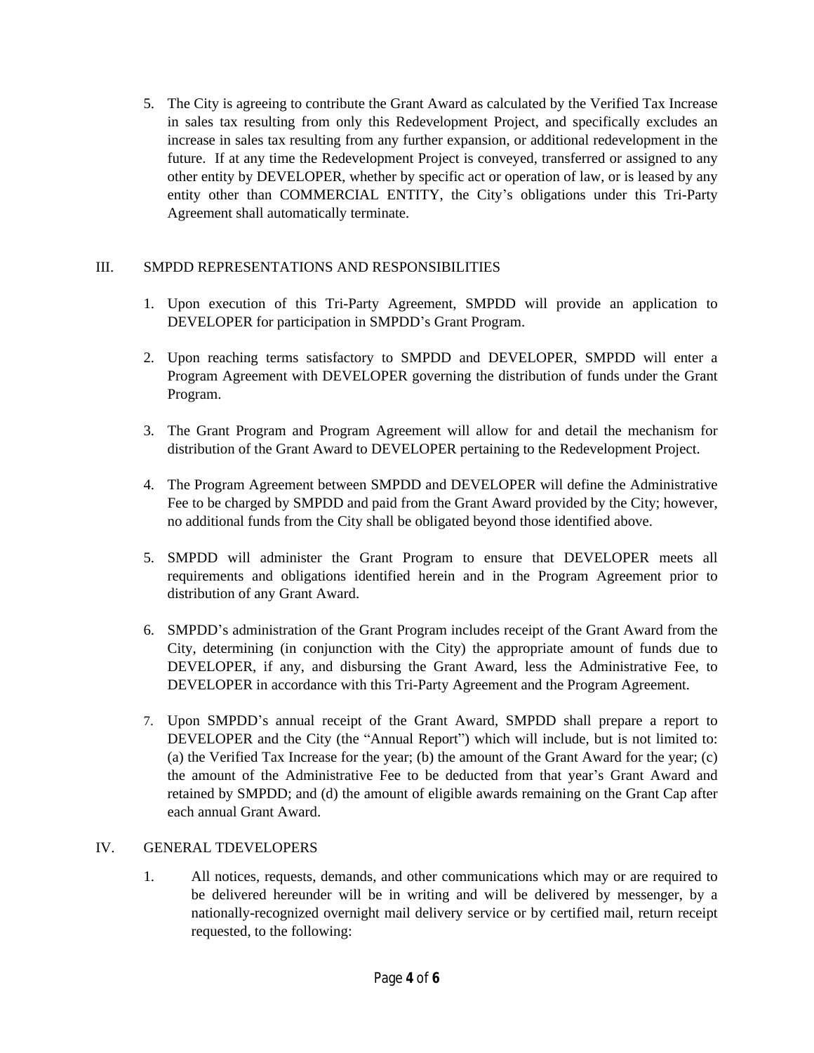5. The City is agreeing to contribute the Grant Award as calculated by the Verified Tax Increase in sales tax resulting from only this Redevelopment Project, and specifically excludes an increase in sales tax resulting from any further expansion, or additional redevelopment in the future. If at any time the Redevelopment Project is conveyed, transferred or assigned to any other entity by DEVELOPER, whether by specific act or operation of law, or is leased by any entity other than COMMERCIAL ENTITY, the City's obligations under this Tri-Party Agreement shall automatically terminate.

## III. SMPDD REPRESENTATIONS AND RESPONSIBILITIES

1. Upon execution of this Tri-Party Agreement, SMPDD will provide an application to DEVELOPER for participation in SMPDD's Grant Program.

2. Upon reaching terms satisfactory to SMPDD and DEVELOPER, SMPDD will enter a Program Agreement with DEVELOPER governing the distribution of funds under the Grant Program.

3. The Grant Program and Program Agreement will allow for and detail the mechanism for distribution of the Grant Award to DEVELOPER pertaining to the Redevelopment Project.

4. The Program Agreement between SMPDD and DEVELOPER will define the Administrative Fee to be charged by SMPDD and paid from the Grant Award provided by the City; however, no additional funds from the City shall be obligated beyond those identified above.

5. SMPDD will administer the Grant Program to ensure that DEVELOPER meets all requirements and obligations identified herein and in the Program Agreement prior to distribution of any Grant Award.

6. SMPDD's administration of the Grant Program includes receipt of the Grant Award from the City, determining (in conjunction with the City) the appropriate amount of funds due to DEVELOPER, if any, and disbursing the Grant Award, less the Administrative Fee, to DEVELOPER in accordance with this Tri-Party Agreement and the Program Agreement.

7. Upon SMPDD's annual receipt of the Grant Award, SMPDD shall prepare a report to DEVELOPER and the City (the "Annual Report") which will include, but is not limited to: (a) the Verified Tax Increase for the year; (b) the amount of the Grant Award for the year; (c) the amount of the Administrative Fee to be deducted from that year's Grant Award and retained by SMPDD; and (d) the amount of eligible awards remaining on the Grant Cap after each annual Grant Award.

## IV. GENERAL TDEVELOPERS

1. All notices, requests, demands, and other communications which may or are required to be delivered hereunder will be in writing and will be delivered by messenger, by a nationally-recognized overnight mail delivery service or by certified mail, return receipt requested, to the following: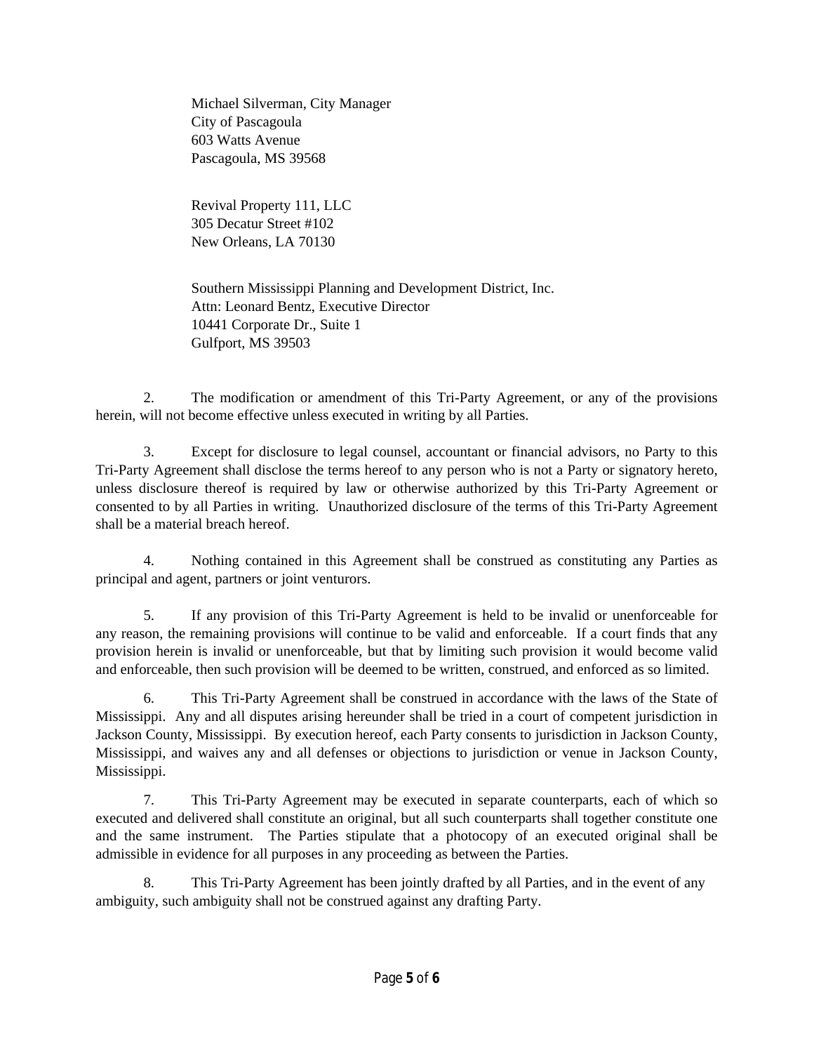Michael Silverman, City Manager
City of Pascagoula
603 Watts Avenue
Pascagoula, MS 39568

Revival Property 111, LLC
305 Decatur Street #102
New Orleans, LA 70130

Southern Mississippi Planning and Development District, Inc.
Attn: Leonard Bentz, Executive Director
10441 Corporate Dr., Suite 1
Gulfport, MS 39503

2. The modification or amendment of this Tri-Party Agreement, or any of the provisions herein, will not become effective unless executed in writing by all Parties.

3. Except for disclosure to legal counsel, accountant or financial advisors, no Party to this Tri-Party Agreement shall disclose the terms hereof to any person who is not a Party or signatory hereto, unless disclosure thereof is required by law or otherwise authorized by this Tri-Party Agreement or consented to by all Parties in writing. Unauthorized disclosure of the terms of this Tri-Party Agreement shall be a material breach hereof.

4. Nothing contained in this Agreement shall be construed as constituting any Parties as principal and agent, partners or joint venturors.

5. If any provision of this Tri-Party Agreement is held to be invalid or unenforceable for any reason, the remaining provisions will continue to be valid and enforceable. If a court finds that any provision herein is invalid or unenforceable, but that by limiting such provision it would become valid and enforceable, then such provision will be deemed to be written, construed, and enforced as so limited.

6. This Tri-Party Agreement shall be construed in accordance with the laws of the State of Mississippi. Any and all disputes arising hereunder shall be tried in a court of competent jurisdiction in Jackson County, Mississippi. By execution hereof, each Party consents to jurisdiction in Jackson County, Mississippi, and waives any and all defenses or objections to jurisdiction or venue in Jackson County, Mississippi.

7. This Tri-Party Agreement may be executed in separate counterparts, each of which so executed and delivered shall constitute an original, but all such counterparts shall together constitute one and the same instrument. The Parties stipulate that a photocopy of an executed original shall be admissible in evidence for all purposes in any proceeding as between the Parties.

8. This Tri-Party Agreement has been jointly drafted by all Parties, and in the event of any ambiguity, such ambiguity shall not be construed against any drafting Party.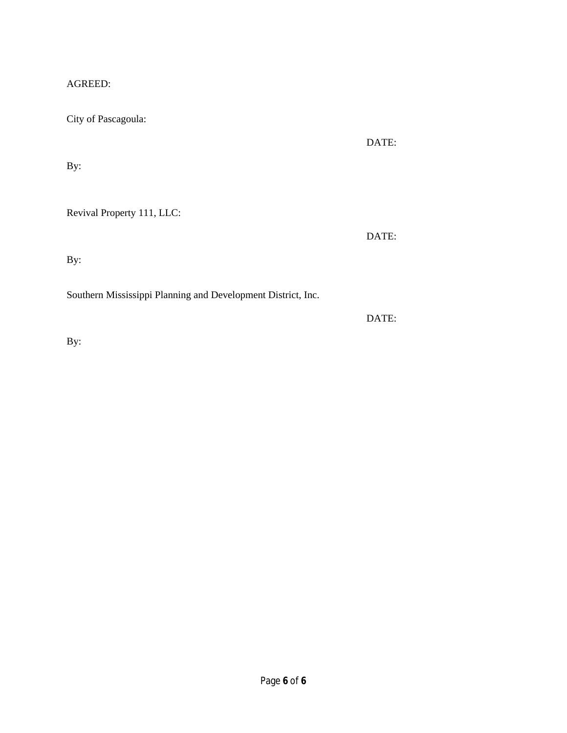AGREED:

City of Pascagoula:

DATE:

By:

Revival Property 111, LLC:

DATE:

By:

Southern Mississippi Planning and Development District, Inc.

DATE:

By: